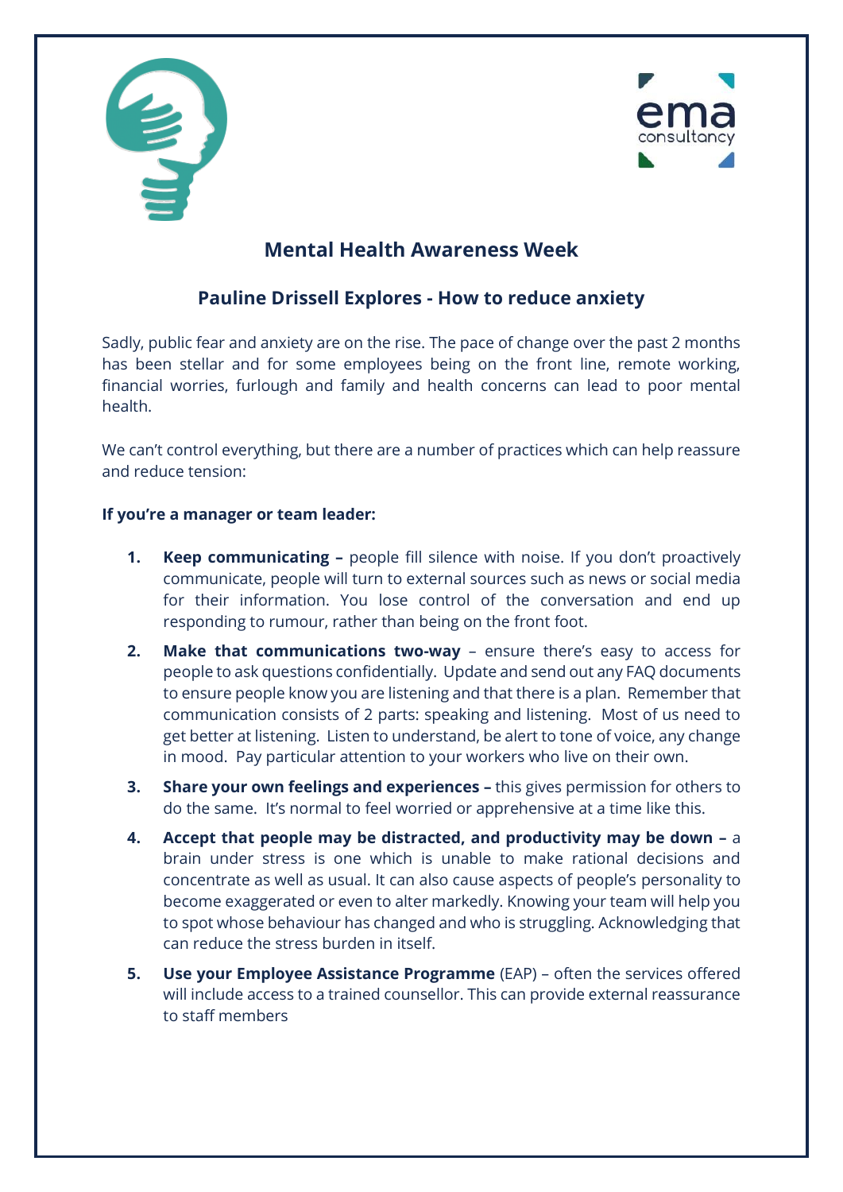# Mental Health Awareness Week

## Pauline Drissell Explores - How to reduce anxiety

Sadly, public fear and anxiety are on the rise. The pace of change over the past 2 months has been stellar and for some employees being on the front line, remote working, financial worries, furlough and family and health concerns can lead to poor mental health.

We can't control everything, but there are a number of practices which can help reassure and reduce tension:

**If you're a manager or team leader:**

1. **Keep communicating –** people fill silence with noise. If you don't proactively communicate, people will turn to external sources such as news or social media for their information. You lose control of the conversation and end up responding to rumour, rather than being on the front foot.
2. **Make that communications two-way** – ensure there's easy to access for people to ask questions confidentially. Update and send out any FAQ documents to ensure people know you are listening and that there is a plan. Remember that communication consists of 2 parts: speaking and listening. Most of us need to get better at listening. Listen to understand, be alert to tone of voice, any change in mood. Pay particular attention to your workers who live on their own.
3. **Share your own feelings and experiences –** this gives permission for others to do the same. It's normal to feel worried or apprehensive at a time like this.
4. **Accept that people may be distracted, and productivity may be down –** a brain under stress is one which is unable to make rational decisions and concentrate as well as usual. It can also cause aspects of people's personality to become exaggerated or even to alter markedly. Knowing your team will help you to spot whose behaviour has changed and who is struggling. Acknowledging that can reduce the stress burden in itself.
5. **Use your Employee Assistance Programme** (EAP) – often the services offered will include access to a trained counsellor. This can provide external reassurance to staff members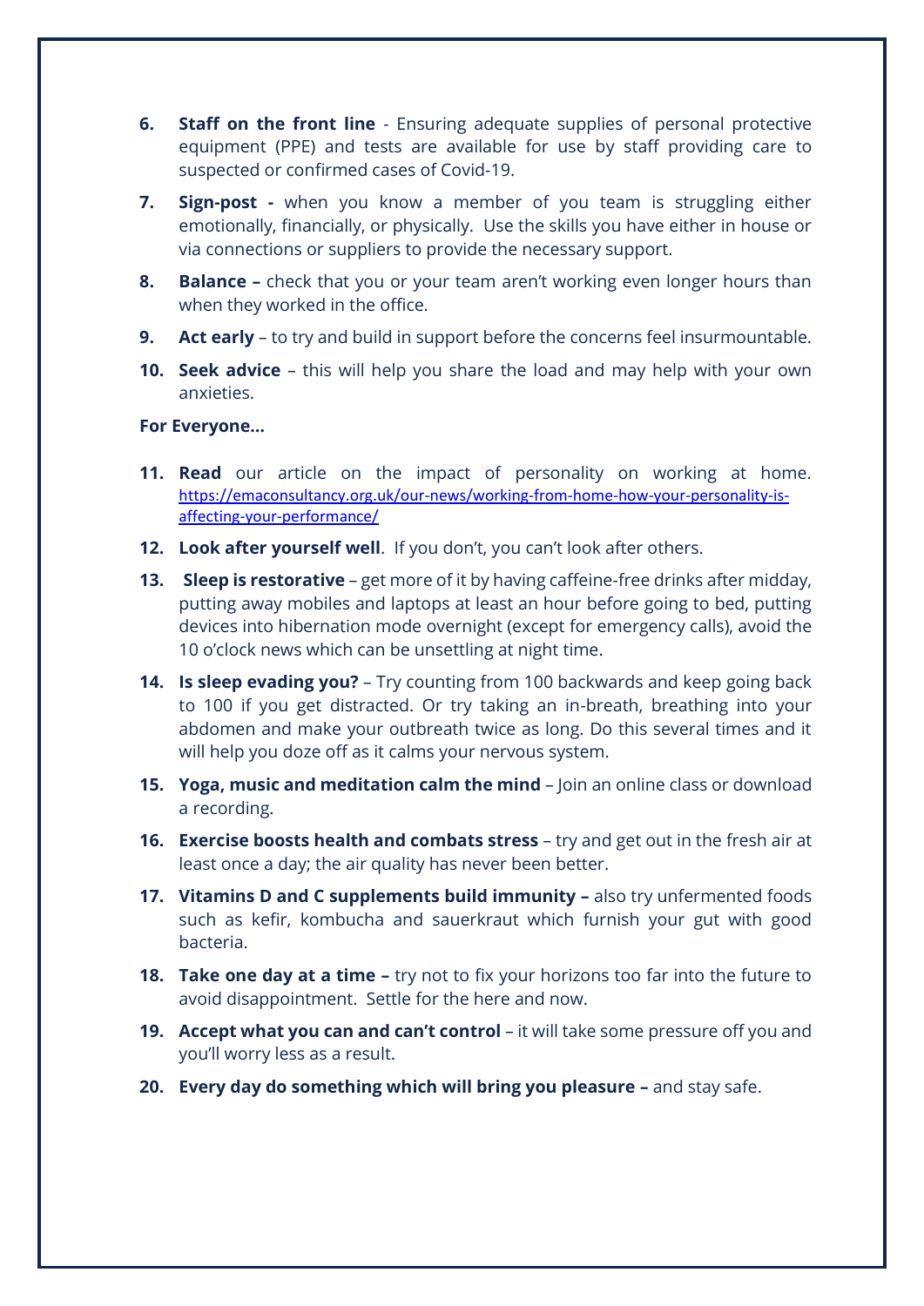6. **Staff on the front line** - Ensuring adequate supplies of personal protective equipment (PPE) and tests are available for use by staff providing care to suspected or confirmed cases of Covid-19.

7. **Sign-post -** when you know a member of you team is struggling either emotionally, financially, or physically. Use the skills you have either in house or via connections or suppliers to provide the necessary support.

8. **Balance –** check that you or your team aren't working even longer hours than when they worked in the office.

9. **Act early** – to try and build in support before the concerns feel insurmountable.

10. **Seek advice** – this will help you share the load and may help with your own anxieties.

**For Everyone…**

11. **Read** our article on the impact of personality on working at home. https://emaconsultancy.org.uk/our-news/working-from-home-how-your-personality-is-affecting-your-performance/

12. **Look after yourself well**. If you don't, you can't look after others.

13. **Sleep is restorative** – get more of it by having caffeine-free drinks after midday, putting away mobiles and laptops at least an hour before going to bed, putting devices into hibernation mode overnight (except for emergency calls), avoid the 10 o'clock news which can be unsettling at night time.

14. **Is sleep evading you?** – Try counting from 100 backwards and keep going back to 100 if you get distracted. Or try taking an in-breath, breathing into your abdomen and make your outbreath twice as long. Do this several times and it will help you doze off as it calms your nervous system.

15. **Yoga, music and meditation calm the mind** – Join an online class or download a recording.

16. **Exercise boosts health and combats stress** – try and get out in the fresh air at least once a day; the air quality has never been better.

17. **Vitamins D and C supplements build immunity –** also try unfermented foods such as kefir, kombucha and sauerkraut which furnish your gut with good bacteria.

18. **Take one day at a time –** try not to fix your horizons too far into the future to avoid disappointment. Settle for the here and now.

19. **Accept what you can and can't control** – it will take some pressure off you and you'll worry less as a result.

20. **Every day do something which will bring you pleasure –** and stay safe.